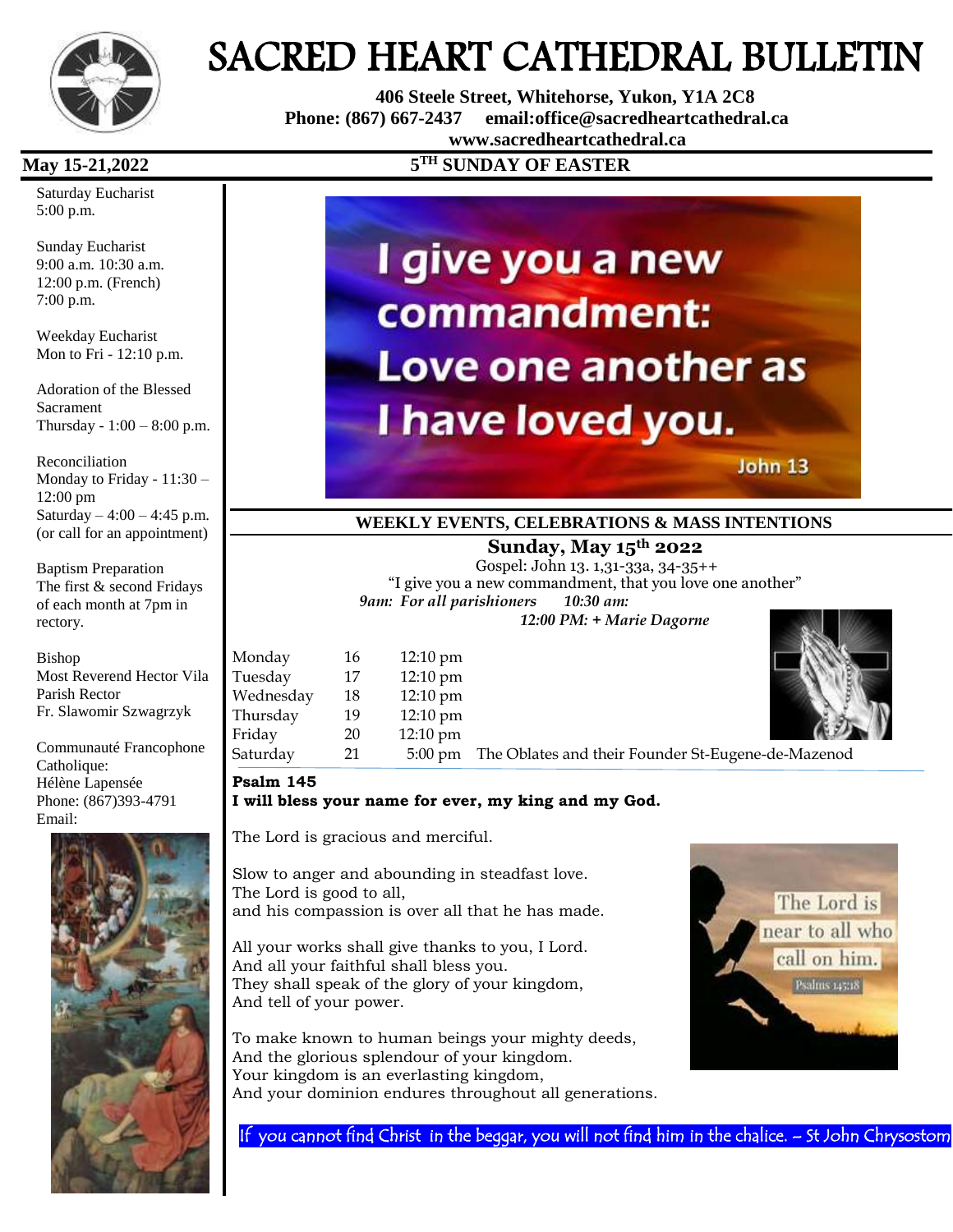# SACRED HEART CATHEDRAL BULLETIN

**406 Steele Street, Whitehorse, Yukon, Y1A 2C8**
**Phone: (867) 667-2437 email:office@sacredheartcathedral.ca**
**www.sacredheartcathedral.ca**

**May 15-21,2022** — **5TH SUNDAY OF EASTER**

Saturday Eucharist
5:00 p.m.

Sunday Eucharist
9:00 a.m. 10:30 a.m.
12:00 p.m. (French)
7:00 p.m.

Weekday Eucharist
Mon to Fri - 12:10 p.m.

Adoration of the Blessed Sacrament
Thursday - 1:00 – 8:00 p.m.

Reconciliation
Monday to Friday - 11:30 – 12:00 pm
Saturday – 4:00 – 4:45 p.m.
(or call for an appointment)

Baptism Preparation
The first & second Fridays of each month at 7pm in rectory.

Bishop
Most Reverend Hector Vila
Parish Rector
Fr. Slawomir Szwagrzyk

Communauté Francophone Catholique:
Hélène Lapensée
Phone: (867)393-4791
Email:

I give you a new commandment: Love one another as I have loved you. John 13

## WEEKLY EVENTS, CELEBRATIONS & MASS INTENTIONS

### Sunday, May 15th 2022

Gospel: John 13. 1,31-33a, 34-35++
"I give you a new commandment, that you love one another"
*9am: For all parishioners* *10:30 am:*
*12:00 PM: + Marie Dagorne*

| | | | |
|---|---|---|---|
| Monday | 16 | 12:10 pm | |
| Tuesday | 17 | 12:10 pm | |
| Wednesday | 18 | 12:10 pm | |
| Thursday | 19 | 12:10 pm | |
| Friday | 20 | 12:10 pm | |
| Saturday | 21 | 5:00 pm | The Oblates and their Founder St-Eugene-de-Mazenod |

**Psalm 145**
**I will bless your name for ever, my king and my God.**

The Lord is gracious and merciful.

Slow to anger and abounding in steadfast love.
The Lord is good to all,
and his compassion is over all that he has made.

All your works shall give thanks to you, I Lord.
And all your faithful shall bless you.
They shall speak of the glory of your kingdom,
And tell of your power.

To make known to human beings your mighty deeds,
And the glorious splendour of your kingdom.
Your kingdom is an everlasting kingdom,
And your dominion endures throughout all generations.

The Lord is near to all who call on him. Psalms 145:18

If you cannot find Christ in the beggar, you will not find him in the chalice. – St John Chrysostom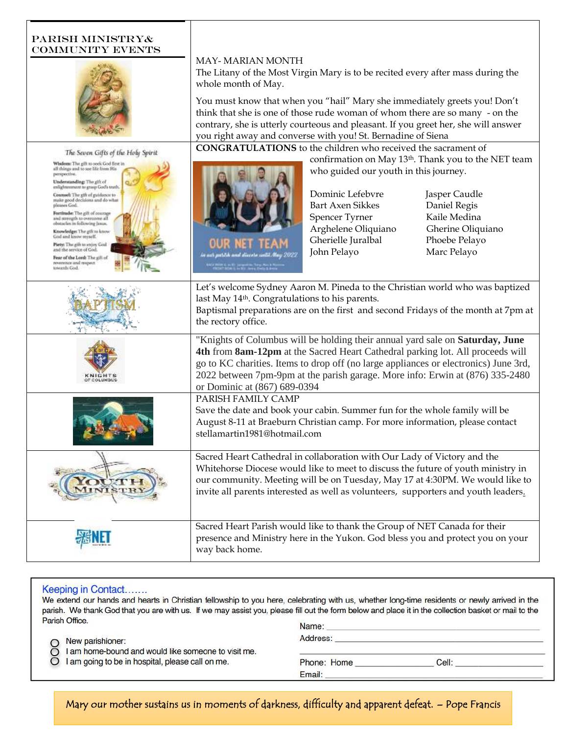## PARISH MINISTRY& COMMUNITY EVENTS

MAY- MARIAN MONTH

The Litany of the Most Virgin Mary is to be recited every after mass during the whole month of May.

You must know that when you "hail" Mary she immediately greets you! Don't think that she is one of those rude woman of whom there are so many - on the contrary, she is utterly courteous and pleasant. If you greet her, she will answer you right away and converse with you! St. Bernadine of Siena

**CONGRATULATIONS** to the children who received the sacrament of confirmation on May 13th. Thank you to the NET team who guided our youth in this journey.

| | |
|---|---|
| Dominic Lefebvre | Jasper Caudle |
| Bart Axen Sikkes | Daniel Regis |
| Spencer Tyrner | Kaile Medina |
| Arghelene Oliquiano | Gherine Oliquiano |
| Gherielle Juralbal | Phoebe Pelayo |
| John Pelayo | Marc Pelayo |

Let's welcome Sydney Aaron M. Pineda to the Christian world who was baptized last May 14th. Congratulations to his parents.
Baptismal preparations are on the first and second Fridays of the month at 7pm at the rectory office.

"Knights of Columbus will be holding their annual yard sale on **Saturday, June 4th** from **8am-12pm** at the Sacred Heart Cathedral parking lot. All proceeds will go to KC charities. Items to drop off (no large appliances or electronics) June 3rd, 2022 between 7pm-9pm at the parish garage. More info: Erwin at (876) 335-2480 or Dominic at (867) 689-0394

PARISH FAMILY CAMP

Save the date and book your cabin. Summer fun for the whole family will be August 8-11 at Braeburn Christian camp. For more information, please contact stellamartin1981@hotmail.com

Sacred Heart Cathedral in collaboration with Our Lady of Victory and the Whitehorse Diocese would like to meet to discuss the future of youth ministry in our community. Meeting will be on Tuesday, May 17 at 4:30PM. We would like to invite all parents interested as well as volunteers, supporters and youth leaders.

Sacred Heart Parish would like to thank the Group of NET Canada for their presence and Ministry here in the Yukon. God bless you and protect you on your way back home.

### Keeping in Contact.......

We extend our hands and hearts in Christian fellowship to you here, celebrating with us, whether long-time residents or newly arrived in the parish. We thank God that you are with us. If we may assist you, please fill out the form below and place it in the collection basket or mail to the Parish Office.

- ○ New parishioner:
- ○ I am home-bound and would like someone to visit me.
- ○ I am going to be in hospital, please call on me.

Name: ______________________________

Address: ______________________________

______________________________

Phone: Home ______________ Cell: ______________

Email: ______________________________

Mary our mother sustains us in moments of darkness, difficulty and apparent defeat. – Pope Francis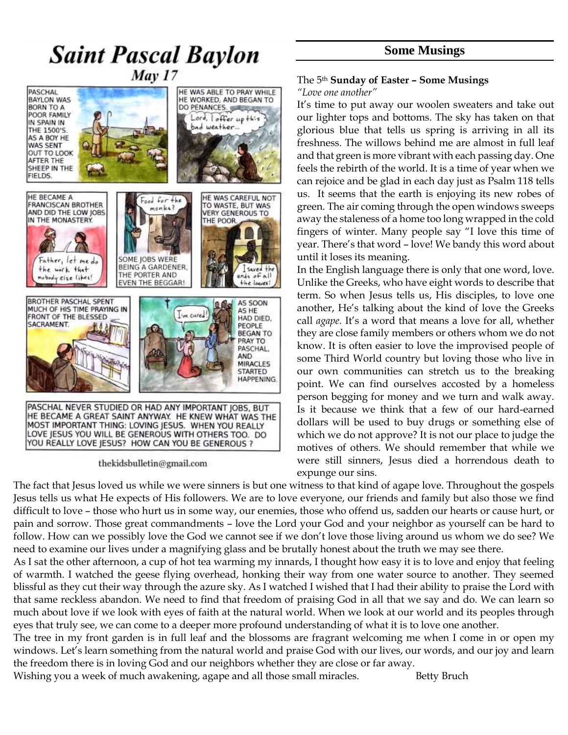# Saint Pascal Baylon

## May 17

PASCHAL BAYLON WAS BORN TO A POOR FAMILY IN SPAIN IN THE 1500'S. AS A BOY HE WAS SENT OUT TO LOOK AFTER THE SHEEP IN THE FIELDS.

HE WAS ABLE TO PRAY WHILE HE WORKED, AND BEGAN TO DO PENANCES.

Lord, I offer up this bad weather...

HE BECAME A FRANCISCAN BROTHER AND DID THE LOW JOBS IN THE MONASTERY.

Father, let me do the work that nobody else likes!

Food for the monks?

SOME JOBS WERE BEING A GARDENER, THE PORTER AND EVEN THE BEGGAR!

HE WAS CAREFUL NOT TO WASTE, BUT WAS VERY GENEROUS TO THE POOR.

I saved the ends of all the loaves!

BROTHER PASCHAL SPENT MUCH OF HIS TIME PRAYING IN FRONT OF THE BLESSED SACRAMENT.

I'm cured!

AS SOON AS HE HAD DIED, PEOPLE BEGAN TO PRAY TO PASCHAL, AND MIRACLES STARTED HAPPENING.

PASCHAL NEVER STUDIED OR HAD ANY IMPORTANT JOBS, BUT HE BECAME A GREAT SAINT ANYWAY. HE KNEW WHAT WAS THE MOST IMPORTANT THING: LOVING JESUS. WHEN YOU REALLY LOVE JESUS YOU WILL BE GENEROUS WITH OTHERS TOO. DO YOU REALLY LOVE JESUS? HOW CAN YOU BE GENEROUS ?

thekidsbulletin@gmail.com

## Some Musings

The 5th **Sunday of Easter – Some Musings**

*"Love one another"*

It's time to put away our woolen sweaters and take out our lighter tops and bottoms. The sky has taken on that glorious blue that tells us spring is arriving in all its freshness. The willows behind me are almost in full leaf and that green is more vibrant with each passing day. One feels the rebirth of the world. It is a time of year when we can rejoice and be glad in each day just as Psalm 118 tells us. It seems that the earth is enjoying its new robes of green. The air coming through the open windows sweeps away the staleness of a home too long wrapped in the cold fingers of winter. Many people say "I love this time of year. There's that word – love! We bandy this word about until it loses its meaning.

In the English language there is only that one word, love. Unlike the Greeks, who have eight words to describe that term. So when Jesus tells us, His disciples, to love one another, He's talking about the kind of love the Greeks call *agape.* It's a word that means a love for all, whether they are close family members or others whom we do not know. It is often easier to love the improvised people of some Third World country but loving those who live in our own communities can stretch us to the breaking point. We can find ourselves accosted by a homeless person begging for money and we turn and walk away. Is it because we think that a few of our hard-earned dollars will be used to buy drugs or something else of which we do not approve? It is not our place to judge the motives of others. We should remember that while we were still sinners, Jesus died a horrendous death to expunge our sins.

The fact that Jesus loved us while we were sinners is but one witness to that kind of agape love. Throughout the gospels Jesus tells us what He expects of His followers. We are to love everyone, our friends and family but also those we find difficult to love – those who hurt us in some way, our enemies, those who offend us, sadden our hearts or cause hurt, or pain and sorrow. Those great commandments – love the Lord your God and your neighbor as yourself can be hard to follow. How can we possibly love the God we cannot see if we don't love those living around us whom we do see? We need to examine our lives under a magnifying glass and be brutally honest about the truth we may see there.

As I sat the other afternoon, a cup of hot tea warming my innards, I thought how easy it is to love and enjoy that feeling of warmth. I watched the geese flying overhead, honking their way from one water source to another. They seemed blissful as they cut their way through the azure sky. As I watched I wished that I had their ability to praise the Lord with that same reckless abandon. We need to find that freedom of praising God in all that we say and do. We can learn so much about love if we look with eyes of faith at the natural world. When we look at our world and its peoples through eyes that truly see, we can come to a deeper more profound understanding of what it is to love one another.

The tree in my front garden is in full leaf and the blossoms are fragrant welcoming me when I come in or open my windows. Let's learn something from the natural world and praise God with our lives, our words, and our joy and learn the freedom there is in loving God and our neighbors whether they are close or far away.

Wishing you a week of much awakening, agape and all those small miracles. Betty Bruch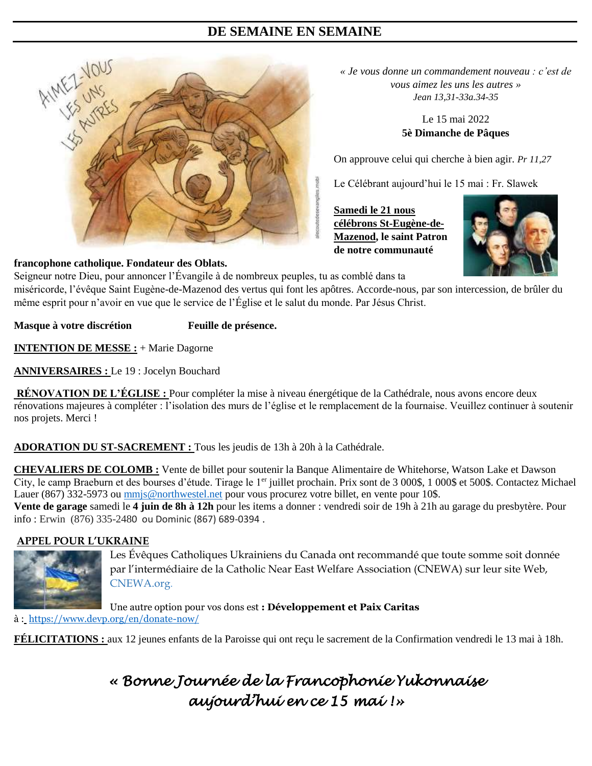# DE SEMAINE EN SEMAINE

*« Je vous donne un commandement nouveau : c'est de vous aimez les uns les autres »*
*Jean 13,31-33a.34-35*

Le 15 mai 2022
**5è Dimanche de Pâques**

On approuve celui qui cherche à bien agir. *Pr 11,27*

Le Célébrant aujourd'hui le 15 mai : Fr. Slawek

**Samedi le 21 nous célébrons St-Eugène-de-Mazenod, le saint Patron de notre communauté francophone catholique. Fondateur des Oblats.**

Seigneur notre Dieu, pour annoncer l'Évangile à de nombreux peuples, tu as comblé dans ta miséricorde, l'évêque Saint Eugène-de-Mazenod des vertus qui font les apôtres. Accorde-nous, par son intercession, de brûler du même esprit pour n'avoir en vue que le service de l'Église et le salut du monde. Par Jésus Christ.

**Masque à votre discrétion** **Feuille de présence.**

**INTENTION DE MESSE :** + Marie Dagorne

**ANNIVERSAIRES :** Le 19 : Jocelyn Bouchard

**RÉNOVATION DE L'ÉGLISE :** Pour compléter la mise à niveau énergétique de la Cathédrale, nous avons encore deux rénovations majeures à compléter : l'isolation des murs de l'église et le remplacement de la fournaise. Veuillez continuer à soutenir nos projets. Merci !

**ADORATION DU ST-SACREMENT :** Tous les jeudis de 13h à 20h à la Cathédrale.

**CHEVALIERS DE COLOMB :** Vente de billet pour soutenir la Banque Alimentaire de Whitehorse, Watson Lake et Dawson City, le camp Braeburn et des bourses d'étude. Tirage le 1er juillet prochain. Prix sont de 3 000$, 1 000$ et 500$. Contactez Michael Lauer (867) 332-5973 ou mmjs@northwestel.net pour vous procurez votre billet, en vente pour 10$.
**Vente de garage** samedi le **4 juin de 8h à 12h** pour les items a donner : vendredi soir de 19h à 21h au garage du presbytère. Pour info : Erwin (876) 335-2480 ou Dominic (867) 689-0394 .

**APPEL POUR L'UKRAINE**

Les Évêques Catholiques Ukrainiens du Canada ont recommandé que toute somme soit donnée par l'intermédiaire de la Catholic Near East Welfare Association (CNEWA) sur leur site Web, CNEWA.org.

Une autre option pour vos dons est **: Développement et Paix Caritas** à : https://www.devp.org/en/donate-now/

**FÉLICITATIONS :** aux 12 jeunes enfants de la Paroisse qui ont reçu le sacrement de la Confirmation vendredi le 13 mai à 18h.

*« Bonne Journée de la Francophonie Yukonnaise aujourd'hui en ce 15 mai !»*